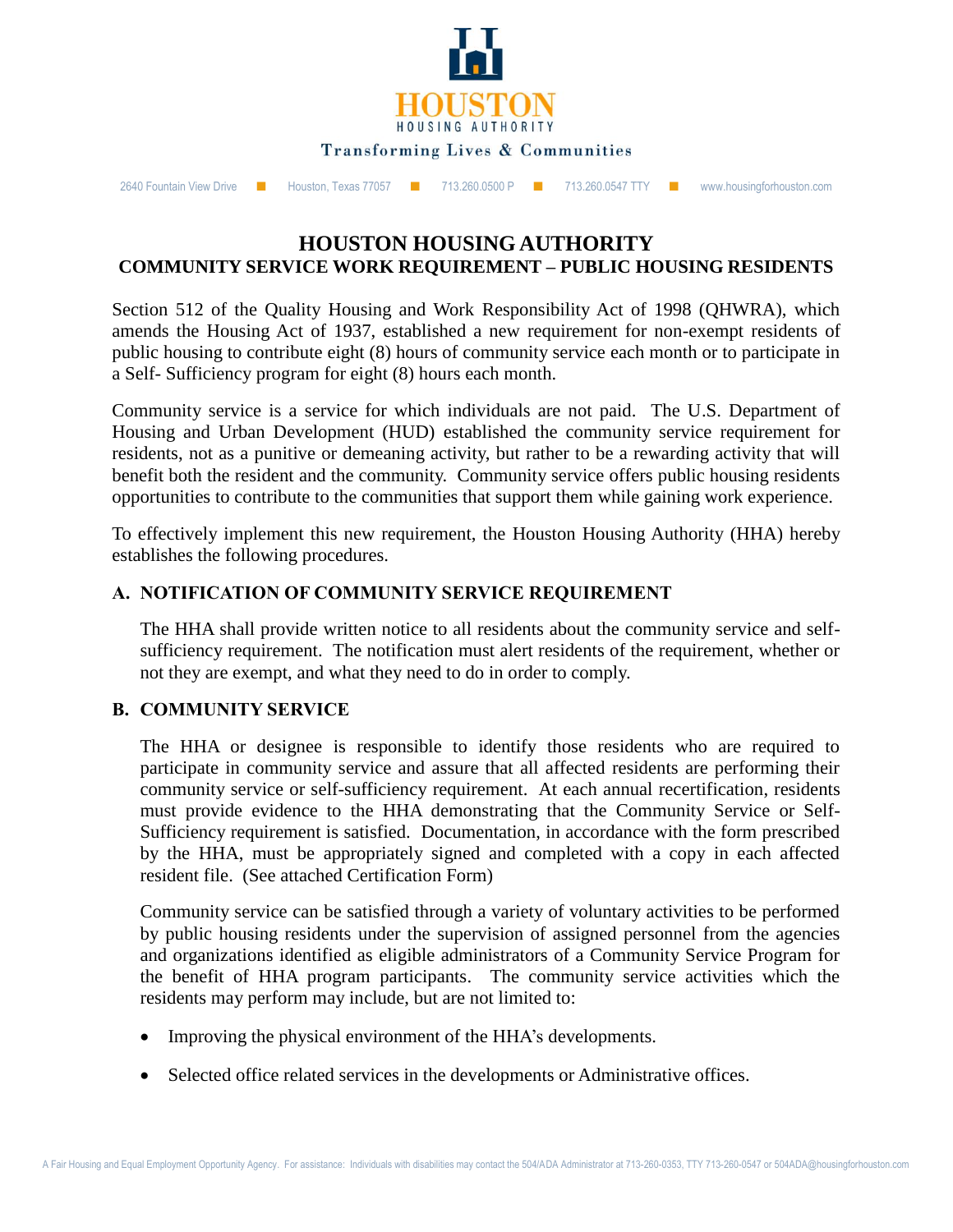HOUSTON
HOUSING AUTHORITY

Transforming Lives & Communities

2640 Fountain View Drive ■ Houston, Texas 77057 ■ 713.260.0500 P ■ 713.260.0547 TTY ■ www.housingforhouston.com

# HOUSTON HOUSING AUTHORITY

## COMMUNITY SERVICE WORK REQUIREMENT – PUBLIC HOUSING RESIDENTS

Section 512 of the Quality Housing and Work Responsibility Act of 1998 (QHWRA), which amends the Housing Act of 1937, established a new requirement for non-exempt residents of public housing to contribute eight (8) hours of community service each month or to participate in a Self- Sufficiency program for eight (8) hours each month.

Community service is a service for which individuals are not paid. The U.S. Department of Housing and Urban Development (HUD) established the community service requirement for residents, not as a punitive or demeaning activity, but rather to be a rewarding activity that will benefit both the resident and the community. Community service offers public housing residents opportunities to contribute to the communities that support them while gaining work experience.

To effectively implement this new requirement, the Houston Housing Authority (HHA) hereby establishes the following procedures.

### A. NOTIFICATION OF COMMUNITY SERVICE REQUIREMENT

The HHA shall provide written notice to all residents about the community service and self-sufficiency requirement. The notification must alert residents of the requirement, whether or not they are exempt, and what they need to do in order to comply.

### B. COMMUNITY SERVICE

The HHA or designee is responsible to identify those residents who are required to participate in community service and assure that all affected residents are performing their community service or self-sufficiency requirement. At each annual recertification, residents must provide evidence to the HHA demonstrating that the Community Service or Self-Sufficiency requirement is satisfied. Documentation, in accordance with the form prescribed by the HHA, must be appropriately signed and completed with a copy in each affected resident file. (See attached Certification Form)

Community service can be satisfied through a variety of voluntary activities to be performed by public housing residents under the supervision of assigned personnel from the agencies and organizations identified as eligible administrators of a Community Service Program for the benefit of HHA program participants. The community service activities which the residents may perform may include, but are not limited to:

- Improving the physical environment of the HHA's developments.
- Selected office related services in the developments or Administrative offices.

A Fair Housing and Equal Employment Opportunity Agency. For assistance: Individuals with disabilities may contact the 504/ADA Administrator at 713-260-0353, TTY 713-260-0547 or 504ADA@housingforhouston.com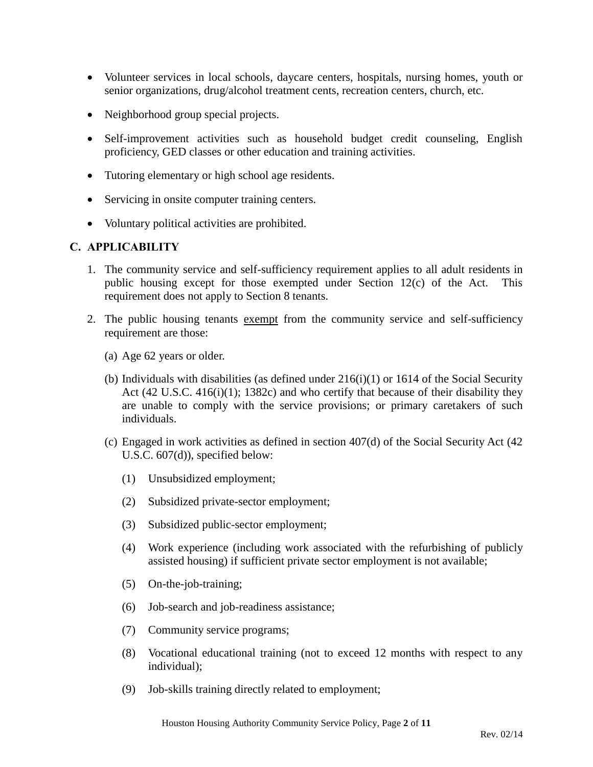- Volunteer services in local schools, daycare centers, hospitals, nursing homes, youth or senior organizations, drug/alcohol treatment cents, recreation centers, church, etc.
- Neighborhood group special projects.
- Self-improvement activities such as household budget credit counseling, English proficiency, GED classes or other education and training activities.
- Tutoring elementary or high school age residents.
- Servicing in onsite computer training centers.
- Voluntary political activities are prohibited.

## C. APPLICABILITY

1. The community service and self-sufficiency requirement applies to all adult residents in public housing except for those exempted under Section 12(c) of the Act. This requirement does not apply to Section 8 tenants.

2. The public housing tenants exempt from the community service and self-sufficiency requirement are those:

   (a) Age 62 years or older.

   (b) Individuals with disabilities (as defined under 216(i)(1) or 1614 of the Social Security Act (42 U.S.C. 416(i)(1); 1382c) and who certify that because of their disability they are unable to comply with the service provisions; or primary caretakers of such individuals.

   (c) Engaged in work activities as defined in section 407(d) of the Social Security Act (42 U.S.C. 607(d)), specified below:

      (1) Unsubsidized employment;

      (2) Subsidized private-sector employment;

      (3) Subsidized public-sector employment;

      (4) Work experience (including work associated with the refurbishing of publicly assisted housing) if sufficient private sector employment is not available;

      (5) On-the-job-training;

      (6) Job-search and job-readiness assistance;

      (7) Community service programs;

      (8) Vocational educational training (not to exceed 12 months with respect to any individual);

      (9) Job-skills training directly related to employment;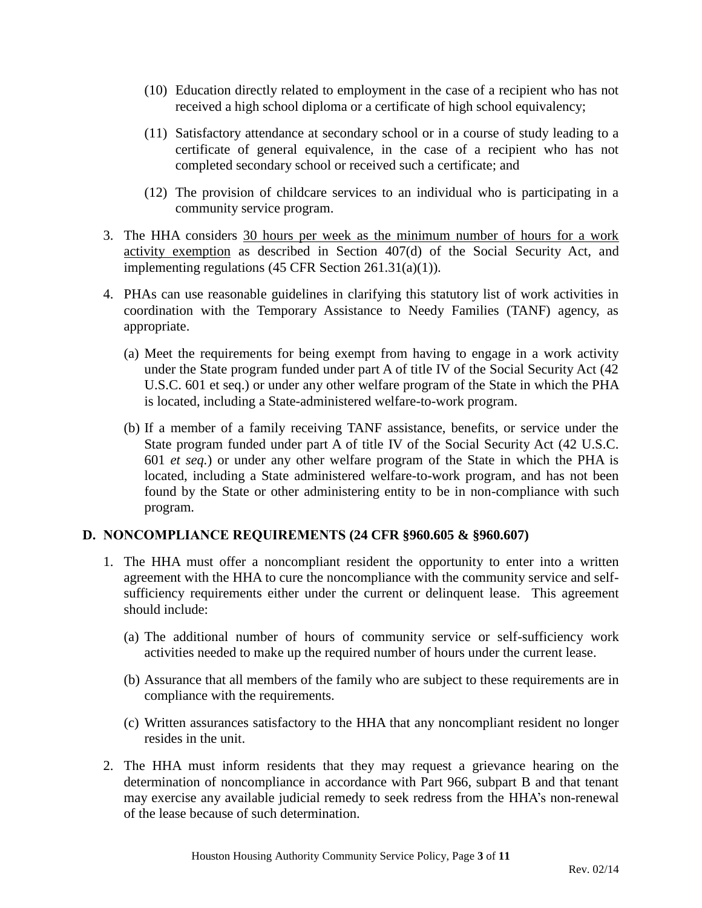(10) Education directly related to employment in the case of a recipient who has not received a high school diploma or a certificate of high school equivalency;

(11) Satisfactory attendance at secondary school or in a course of study leading to a certificate of general equivalence, in the case of a recipient who has not completed secondary school or received such a certificate; and

(12) The provision of childcare services to an individual who is participating in a community service program.

3. The HHA considers <u>30 hours per week as the minimum number of hours for a work activity exemption</u> as described in Section 407(d) of the Social Security Act, and implementing regulations (45 CFR Section 261.31(a)(1)).

4. PHAs can use reasonable guidelines in clarifying this statutory list of work activities in coordination with the Temporary Assistance to Needy Families (TANF) agency, as appropriate.

   (a) Meet the requirements for being exempt from having to engage in a work activity under the State program funded under part A of title IV of the Social Security Act (42 U.S.C. 601 et seq.) or under any other welfare program of the State in which the PHA is located, including a State-administered welfare-to-work program.

   (b) If a member of a family receiving TANF assistance, benefits, or service under the State program funded under part A of title IV of the Social Security Act (42 U.S.C. 601 *et seq.*) or under any other welfare program of the State in which the PHA is located, including a State administered welfare-to-work program, and has not been found by the State or other administering entity to be in non-compliance with such program.

## D. NONCOMPLIANCE REQUIREMENTS (24 CFR §960.605 & §960.607)

1. The HHA must offer a noncompliant resident the opportunity to enter into a written agreement with the HHA to cure the noncompliance with the community service and self-sufficiency requirements either under the current or delinquent lease. This agreement should include:

   (a) The additional number of hours of community service or self-sufficiency work activities needed to make up the required number of hours under the current lease.

   (b) Assurance that all members of the family who are subject to these requirements are in compliance with the requirements.

   (c) Written assurances satisfactory to the HHA that any noncompliant resident no longer resides in the unit.

2. The HHA must inform residents that they may request a grievance hearing on the determination of noncompliance in accordance with Part 966, subpart B and that tenant may exercise any available judicial remedy to seek redress from the HHA's non-renewal of the lease because of such determination.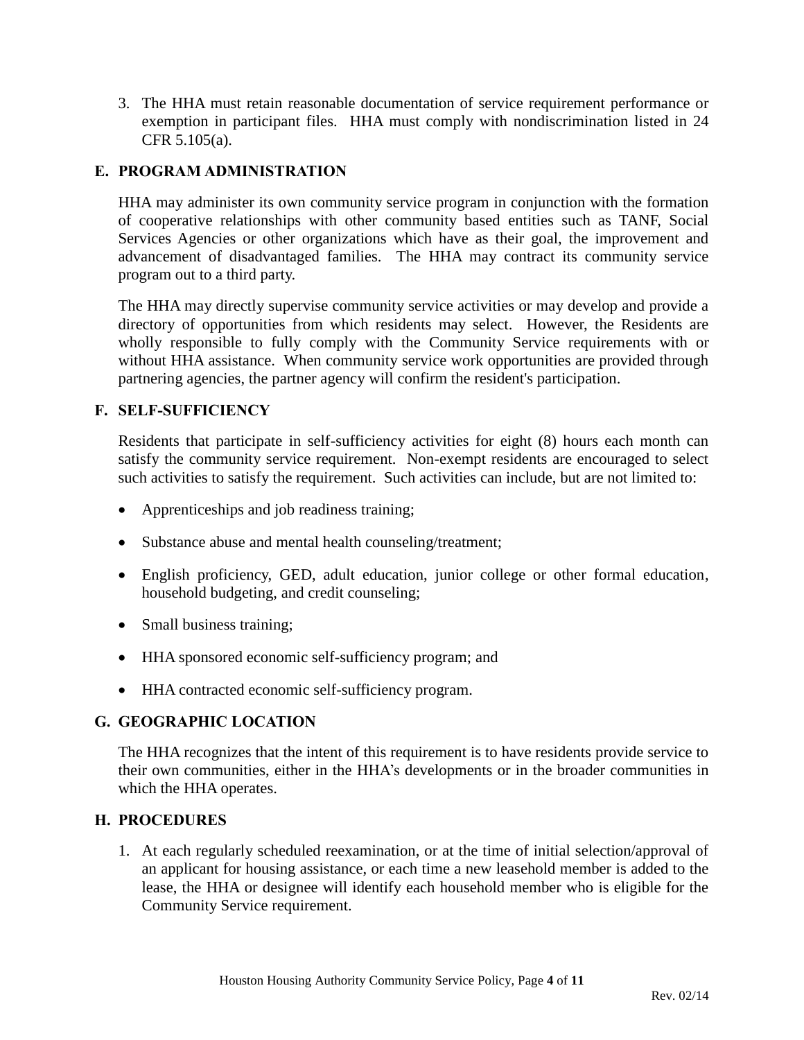3. The HHA must retain reasonable documentation of service requirement performance or exemption in participant files. HHA must comply with nondiscrimination listed in 24 CFR 5.105(a).

## E. PROGRAM ADMINISTRATION

HHA may administer its own community service program in conjunction with the formation of cooperative relationships with other community based entities such as TANF, Social Services Agencies or other organizations which have as their goal, the improvement and advancement of disadvantaged families. The HHA may contract its community service program out to a third party.

The HHA may directly supervise community service activities or may develop and provide a directory of opportunities from which residents may select. However, the Residents are wholly responsible to fully comply with the Community Service requirements with or without HHA assistance. When community service work opportunities are provided through partnering agencies, the partner agency will confirm the resident's participation.

## F. SELF-SUFFICIENCY

Residents that participate in self-sufficiency activities for eight (8) hours each month can satisfy the community service requirement. Non-exempt residents are encouraged to select such activities to satisfy the requirement. Such activities can include, but are not limited to:

- Apprenticeships and job readiness training;
- Substance abuse and mental health counseling/treatment;
- English proficiency, GED, adult education, junior college or other formal education, household budgeting, and credit counseling;
- Small business training;
- HHA sponsored economic self-sufficiency program; and
- HHA contracted economic self-sufficiency program.

## G. GEOGRAPHIC LOCATION

The HHA recognizes that the intent of this requirement is to have residents provide service to their own communities, either in the HHA's developments or in the broader communities in which the HHA operates.

## H. PROCEDURES

1. At each regularly scheduled reexamination, or at the time of initial selection/approval of an applicant for housing assistance, or each time a new leasehold member is added to the lease, the HHA or designee will identify each household member who is eligible for the Community Service requirement.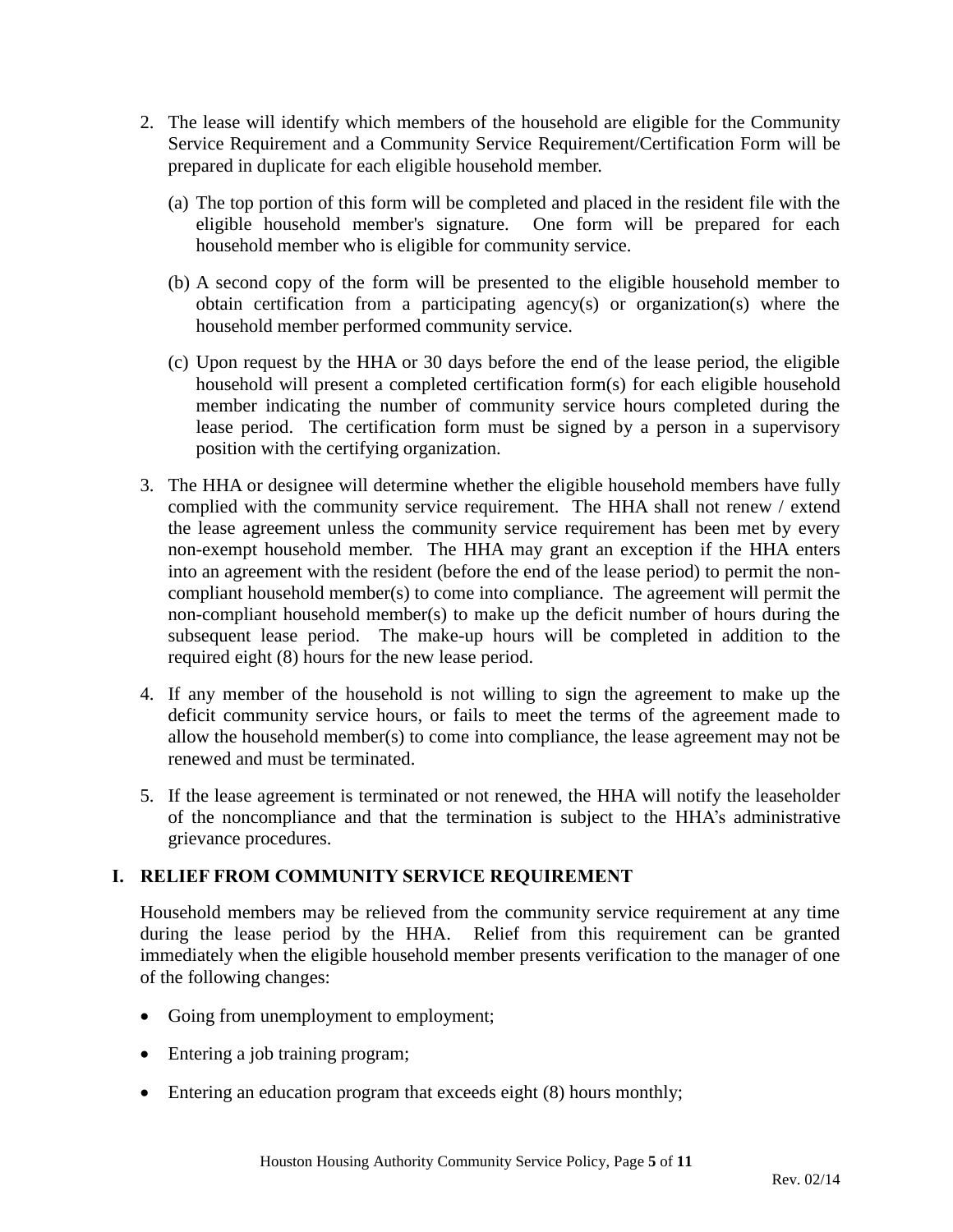2. The lease will identify which members of the household are eligible for the Community Service Requirement and a Community Service Requirement/Certification Form will be prepared in duplicate for each eligible household member.

   (a) The top portion of this form will be completed and placed in the resident file with the eligible household member's signature. One form will be prepared for each household member who is eligible for community service.

   (b) A second copy of the form will be presented to the eligible household member to obtain certification from a participating agency(s) or organization(s) where the household member performed community service.

   (c) Upon request by the HHA or 30 days before the end of the lease period, the eligible household will present a completed certification form(s) for each eligible household member indicating the number of community service hours completed during the lease period. The certification form must be signed by a person in a supervisory position with the certifying organization.

3. The HHA or designee will determine whether the eligible household members have fully complied with the community service requirement. The HHA shall not renew / extend the lease agreement unless the community service requirement has been met by every non-exempt household member. The HHA may grant an exception if the HHA enters into an agreement with the resident (before the end of the lease period) to permit the non-compliant household member(s) to come into compliance. The agreement will permit the non-compliant household member(s) to make up the deficit number of hours during the subsequent lease period. The make-up hours will be completed in addition to the required eight (8) hours for the new lease period.

4. If any member of the household is not willing to sign the agreement to make up the deficit community service hours, or fails to meet the terms of the agreement made to allow the household member(s) to come into compliance, the lease agreement may not be renewed and must be terminated.

5. If the lease agreement is terminated or not renewed, the HHA will notify the leaseholder of the noncompliance and that the termination is subject to the HHA's administrative grievance procedures.

## I. RELIEF FROM COMMUNITY SERVICE REQUIREMENT

Household members may be relieved from the community service requirement at any time during the lease period by the HHA. Relief from this requirement can be granted immediately when the eligible household member presents verification to the manager of one of the following changes:

- Going from unemployment to employment;
- Entering a job training program;
- Entering an education program that exceeds eight (8) hours monthly;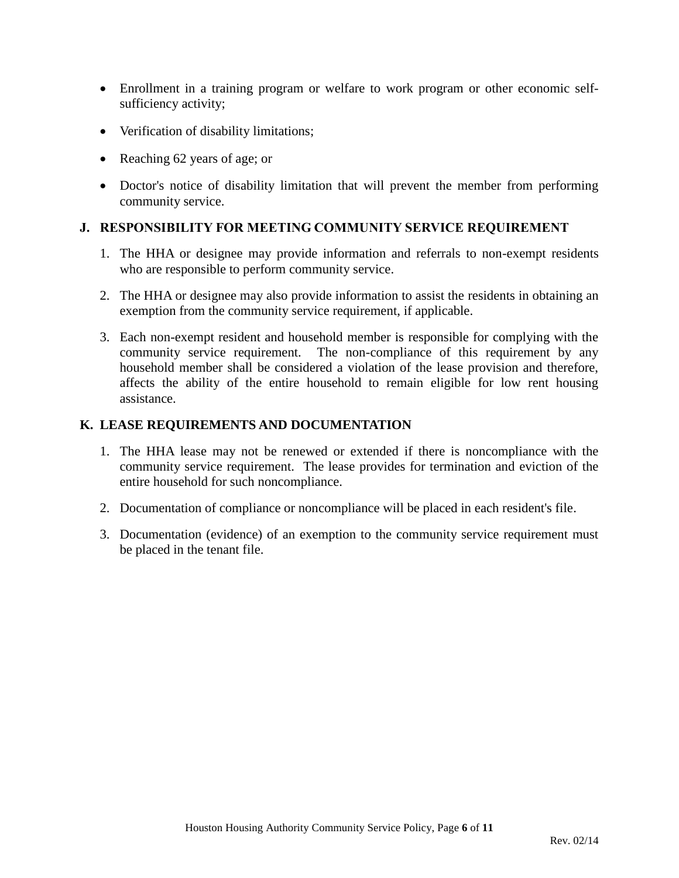- Enrollment in a training program or welfare to work program or other economic self-sufficiency activity;
- Verification of disability limitations;
- Reaching 62 years of age; or
- Doctor's notice of disability limitation that will prevent the member from performing community service.

## J. RESPONSIBILITY FOR MEETING COMMUNITY SERVICE REQUIREMENT

1. The HHA or designee may provide information and referrals to non-exempt residents who are responsible to perform community service.
2. The HHA or designee may also provide information to assist the residents in obtaining an exemption from the community service requirement, if applicable.
3. Each non-exempt resident and household member is responsible for complying with the community service requirement. The non-compliance of this requirement by any household member shall be considered a violation of the lease provision and therefore, affects the ability of the entire household to remain eligible for low rent housing assistance.

## K. LEASE REQUIREMENTS AND DOCUMENTATION

1. The HHA lease may not be renewed or extended if there is noncompliance with the community service requirement. The lease provides for termination and eviction of the entire household for such noncompliance.
2. Documentation of compliance or noncompliance will be placed in each resident's file.
3. Documentation (evidence) of an exemption to the community service requirement must be placed in the tenant file.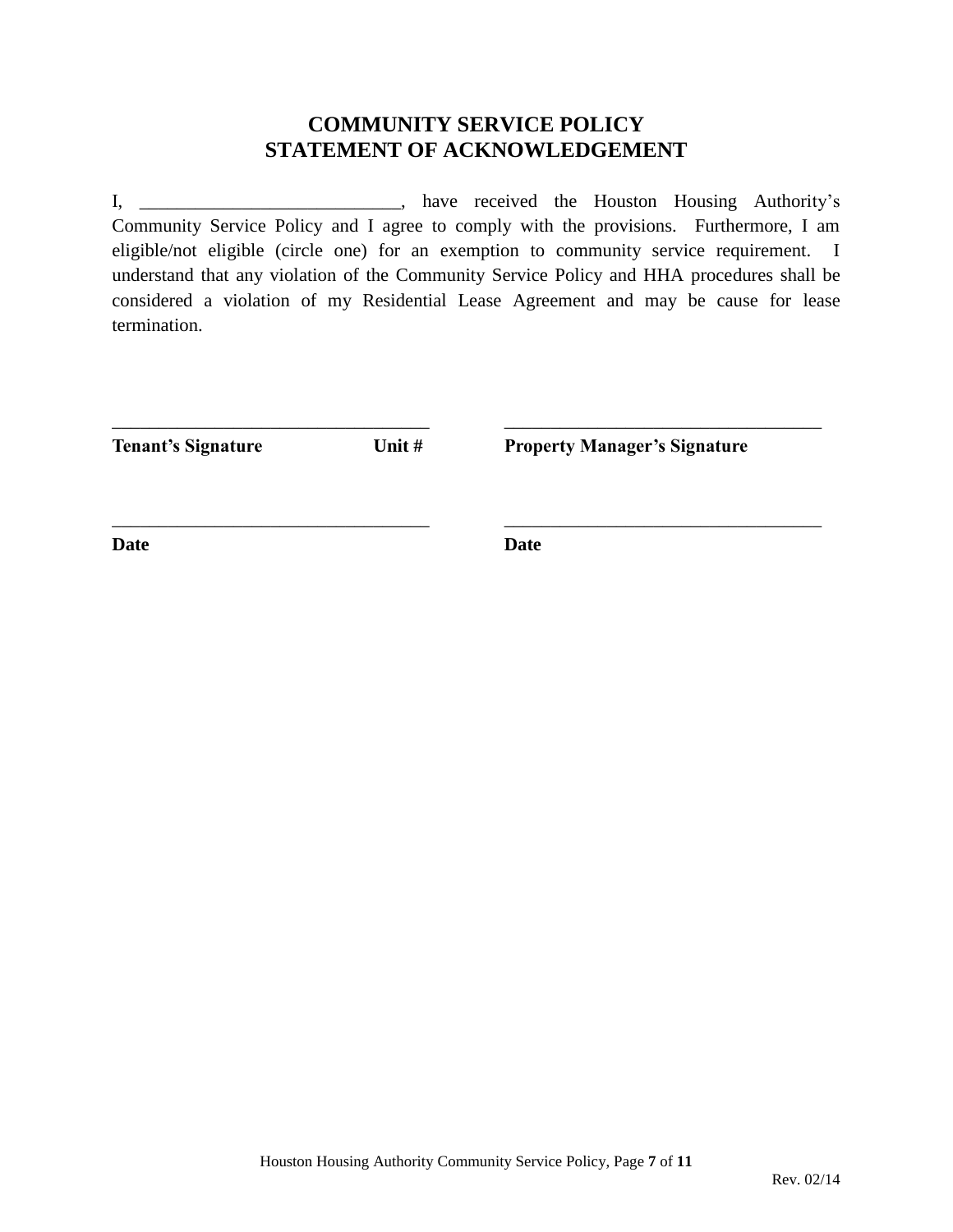# COMMUNITY SERVICE POLICY
# STATEMENT OF ACKNOWLEDGEMENT

I, ____________________________, have received the Houston Housing Authority's Community Service Policy and I agree to comply with the provisions. Furthermore, I am eligible/not eligible (circle one) for an exemption to community service requirement. I understand that any violation of the Community Service Policy and HHA procedures shall be considered a violation of my Residential Lease Agreement and may be cause for lease termination.

___________________________________ ___________________________________

**Tenant's Signature Unit #** **Property Manager's Signature**

___________________________________ ___________________________________

**Date** **Date**

Rev. 02/14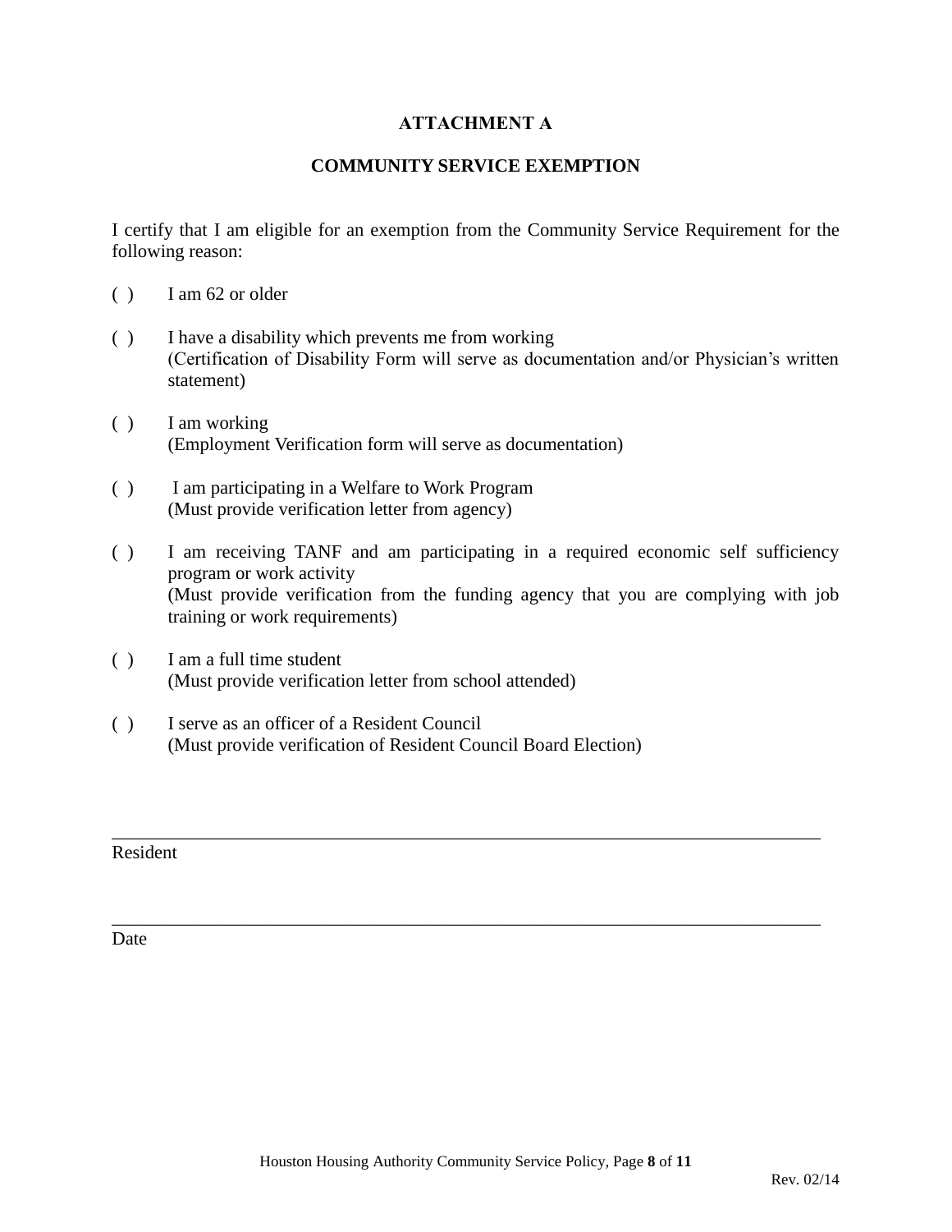**ATTACHMENT A**

**COMMUNITY SERVICE EXEMPTION**

I certify that I am eligible for an exemption from the Community Service Requirement for the following reason:

( ) I am 62 or older

( ) I have a disability which prevents me from working
(Certification of Disability Form will serve as documentation and/or Physician's written statement)

( ) I am working
(Employment Verification form will serve as documentation)

( ) I am participating in a Welfare to Work Program
(Must provide verification letter from agency)

( ) I am receiving TANF and am participating in a required economic self sufficiency program or work activity
(Must provide verification from the funding agency that you are complying with job training or work requirements)

( ) I am a full time student
(Must provide verification letter from school attended)

( ) I serve as an officer of a Resident Council
(Must provide verification of Resident Council Board Election)

\_\_\_\_\_\_\_\_\_\_\_\_\_\_\_\_\_\_\_\_\_\_\_\_\_\_\_\_\_\_\_\_\_\_\_\_\_\_\_\_\_\_\_\_\_\_\_\_\_\_\_\_\_\_\_\_\_\_\_\_\_\_\_\_\_\_\_\_\_\_

Resident

\_\_\_\_\_\_\_\_\_\_\_\_\_\_\_\_\_\_\_\_\_\_\_\_\_\_\_\_\_\_\_\_\_\_\_\_\_\_\_\_\_\_\_\_\_\_\_\_\_\_\_\_\_\_\_\_\_\_\_\_\_\_\_\_\_\_\_\_\_\_

Date

Rev. 02/14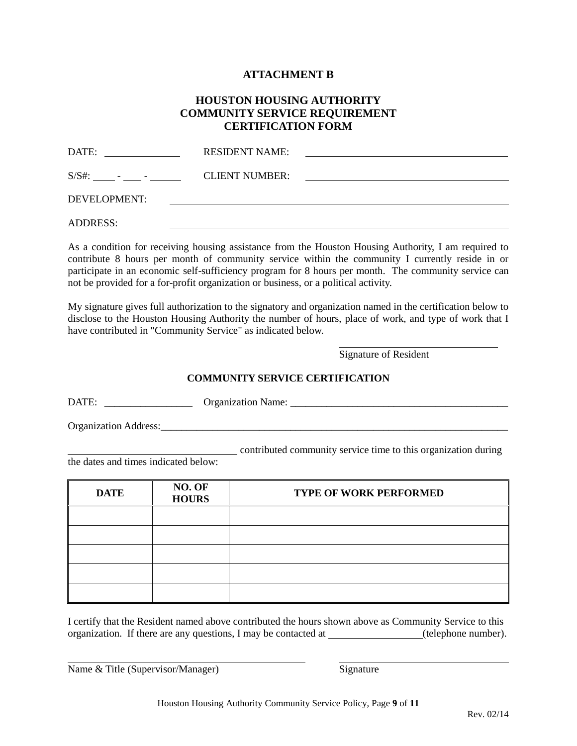**ATTACHMENT B**

**HOUSTON HOUSING AUTHORITY**
**COMMUNITY SERVICE REQUIREMENT**
**CERTIFICATION FORM**

DATE: ______________ RESIDENT NAME: ______________________________________

S/S#: ____ - ___ - _____ CLIENT NUMBER: ______________________________________

DEVELOPMENT: ______________________________________________________________

ADDRESS: __________________________________________________________________

As a condition for receiving housing assistance from the Houston Housing Authority, I am required to contribute 8 hours per month of community service within the community I currently reside in or participate in an economic self-sufficiency program for 8 hours per month. The community service can not be provided for a for-profit organization or business, or a political activity.

My signature gives full authorization to the signatory and organization named in the certification below to disclose to the Houston Housing Authority the number of hours, place of work, and type of work that I have contributed in "Community Service" as indicated below.

______________________________
Signature of Resident

**COMMUNITY SERVICE CERTIFICATION**

DATE: _________________ Organization Name: ___________________________________________

Organization Address:_______________________________________________________________________

________________________________ contributed community service time to this organization during the dates and times indicated below:

| DATE | NO. OF HOURS | TYPE OF WORK PERFORMED |
|---|---|---|
| | | |
| | | |
| | | |
| | | |
| | | |

I certify that the Resident named above contributed the hours shown above as Community Service to this organization. If there are any questions, I may be contacted at _________________(telephone number).

_____________________________________________ ________________________________
Name & Title (Supervisor/Manager) Signature

Rev. 02/14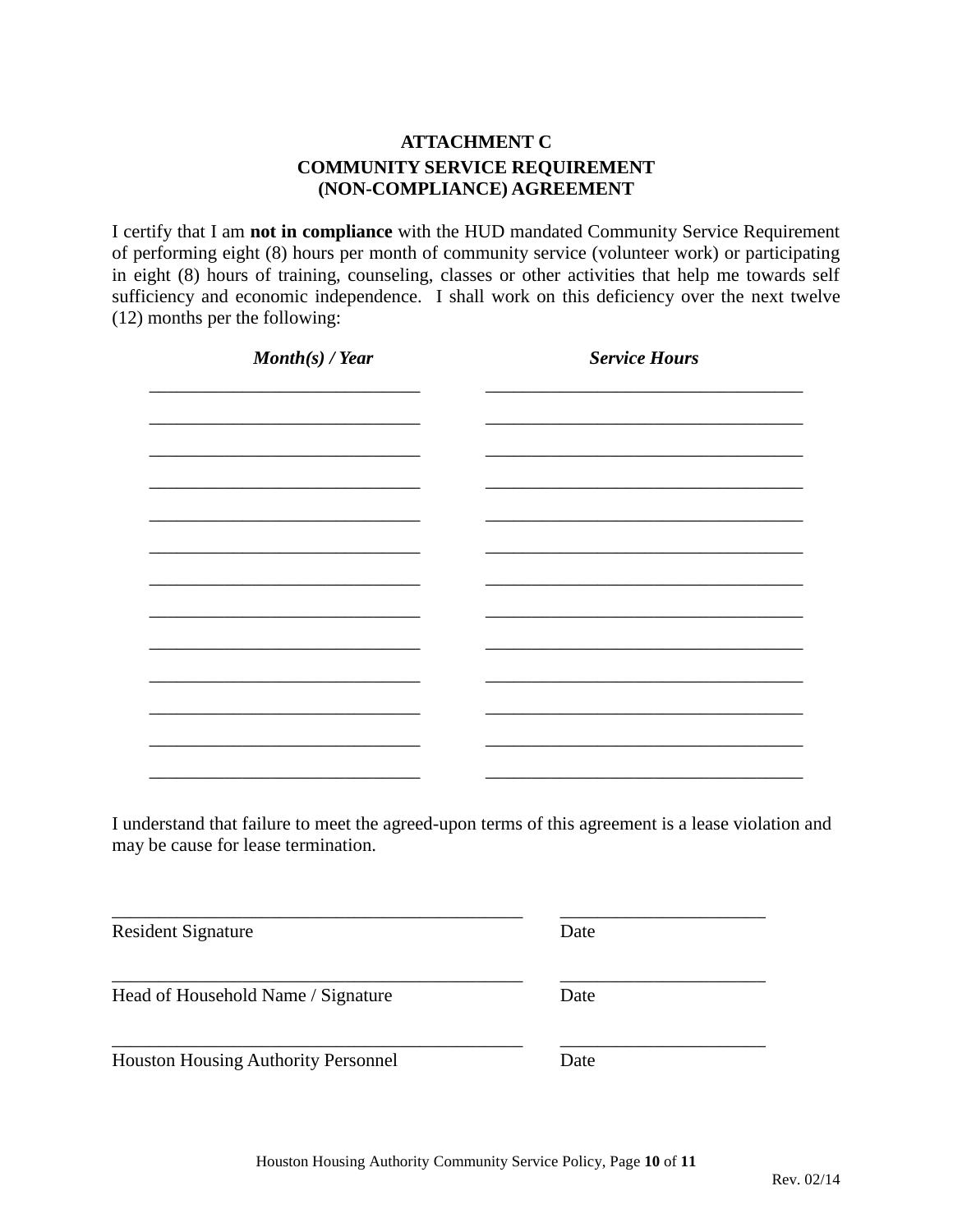## ATTACHMENT C

## COMMUNITY SERVICE REQUIREMENT
## (NON-COMPLIANCE) AGREEMENT

I certify that I am **not in compliance** with the HUD mandated Community Service Requirement of performing eight (8) hours per month of community service (volunteer work) or participating in eight (8) hours of training, counseling, classes or other activities that help me towards self sufficiency and economic independence. I shall work on this deficiency over the next twelve (12) months per the following:

| ***Month(s) / Year*** | ***Service Hours*** |
| --- | --- |
| ______________________________ | ___________________________________ |
| ______________________________ | ___________________________________ |
| ______________________________ | ___________________________________ |
| ______________________________ | ___________________________________ |
| ______________________________ | ___________________________________ |
| ______________________________ | ___________________________________ |
| ______________________________ | ___________________________________ |
| ______________________________ | ___________________________________ |
| ______________________________ | ___________________________________ |
| ______________________________ | ___________________________________ |
| ______________________________ | ___________________________________ |
| ______________________________ | ___________________________________ |
| ______________________________ | ___________________________________ |

I understand that failure to meet the agreed-upon terms of this agreement is a lease violation and may be cause for lease termination.

_____________________________________________ &nbsp;&nbsp;&nbsp;&nbsp; ______________________
Resident Signature &nbsp;&nbsp;&nbsp;&nbsp; Date

_____________________________________________ &nbsp;&nbsp;&nbsp;&nbsp; ______________________
Head of Household Name / Signature &nbsp;&nbsp;&nbsp;&nbsp; Date

_____________________________________________ &nbsp;&nbsp;&nbsp;&nbsp; ______________________
Houston Housing Authority Personnel &nbsp;&nbsp;&nbsp;&nbsp; Date

Rev. 02/14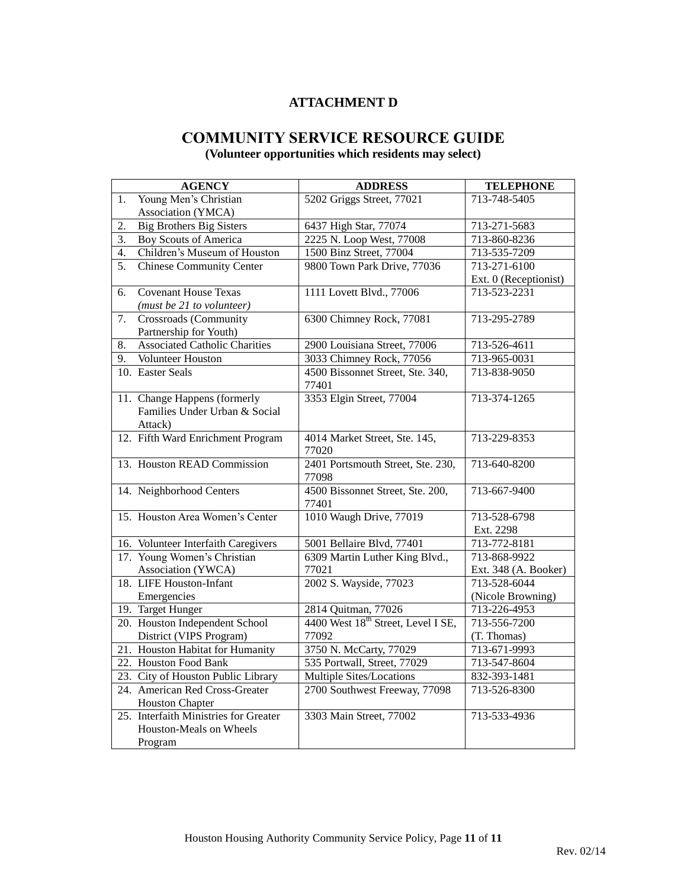**ATTACHMENT D**

# COMMUNITY SERVICE RESOURCE GUIDE

**(Volunteer opportunities which residents may select)**

| AGENCY | ADDRESS | TELEPHONE |
|---|---|---|
| 1. Young Men's Christian Association (YMCA) | 5202 Griggs Street, 77021 | 713-748-5405 |
| 2. Big Brothers Big Sisters | 6437 High Star, 77074 | 713-271-5683 |
| 3. Boy Scouts of America | 2225 N. Loop West, 77008 | 713-860-8236 |
| 4. Children's Museum of Houston | 1500 Binz Street, 77004 | 713-535-7209 |
| 5. Chinese Community Center | 9800 Town Park Drive, 77036 | 713-271-6100 Ext. 0 (Receptionist) |
| 6. Covenant House Texas *(must be 21 to volunteer)* | 1111 Lovett Blvd., 77006 | 713-523-2231 |
| 7. Crossroads (Community Partnership for Youth) | 6300 Chimney Rock, 77081 | 713-295-2789 |
| 8. Associated Catholic Charities | 2900 Louisiana Street, 77006 | 713-526-4611 |
| 9. Volunteer Houston | 3033 Chimney Rock, 77056 | 713-965-0031 |
| 10. Easter Seals | 4500 Bissonnet Street, Ste. 340, 77401 | 713-838-9050 |
| 11. Change Happens (formerly Families Under Urban & Social Attack) | 3353 Elgin Street, 77004 | 713-374-1265 |
| 12. Fifth Ward Enrichment Program | 4014 Market Street, Ste. 145, 77020 | 713-229-8353 |
| 13. Houston READ Commission | 2401 Portsmouth Street, Ste. 230, 77098 | 713-640-8200 |
| 14. Neighborhood Centers | 4500 Bissonnet Street, Ste. 200, 77401 | 713-667-9400 |
| 15. Houston Area Women's Center | 1010 Waugh Drive, 77019 | 713-528-6798 Ext. 2298 |
| 16. Volunteer Interfaith Caregivers | 5001 Bellaire Blvd, 77401 | 713-772-8181 |
| 17. Young Women's Christian Association (YWCA) | 6309 Martin Luther King Blvd., 77021 | 713-868-9922 Ext. 348 (A. Booker) |
| 18. LIFE Houston-Infant Emergencies | 2002 S. Wayside, 77023 | 713-528-6044 (Nicole Browning) |
| 19. Target Hunger | 2814 Quitman, 77026 | 713-226-4953 |
| 20. Houston Independent School District (VIPS Program) | 4400 West 18th Street, Level I SE, 77092 | 713-556-7200 (T. Thomas) |
| 21. Houston Habitat for Humanity | 3750 N. McCarty, 77029 | 713-671-9993 |
| 22. Houston Food Bank | 535 Portwall, Street, 77029 | 713-547-8604 |
| 23. City of Houston Public Library | Multiple Sites/Locations | 832-393-1481 |
| 24. American Red Cross-Greater Houston Chapter | 2700 Southwest Freeway, 77098 | 713-526-8300 |
| 25. Interfaith Ministries for Greater Houston-Meals on Wheels Program | 3303 Main Street, 77002 | 713-533-4936 |

Rev. 02/14